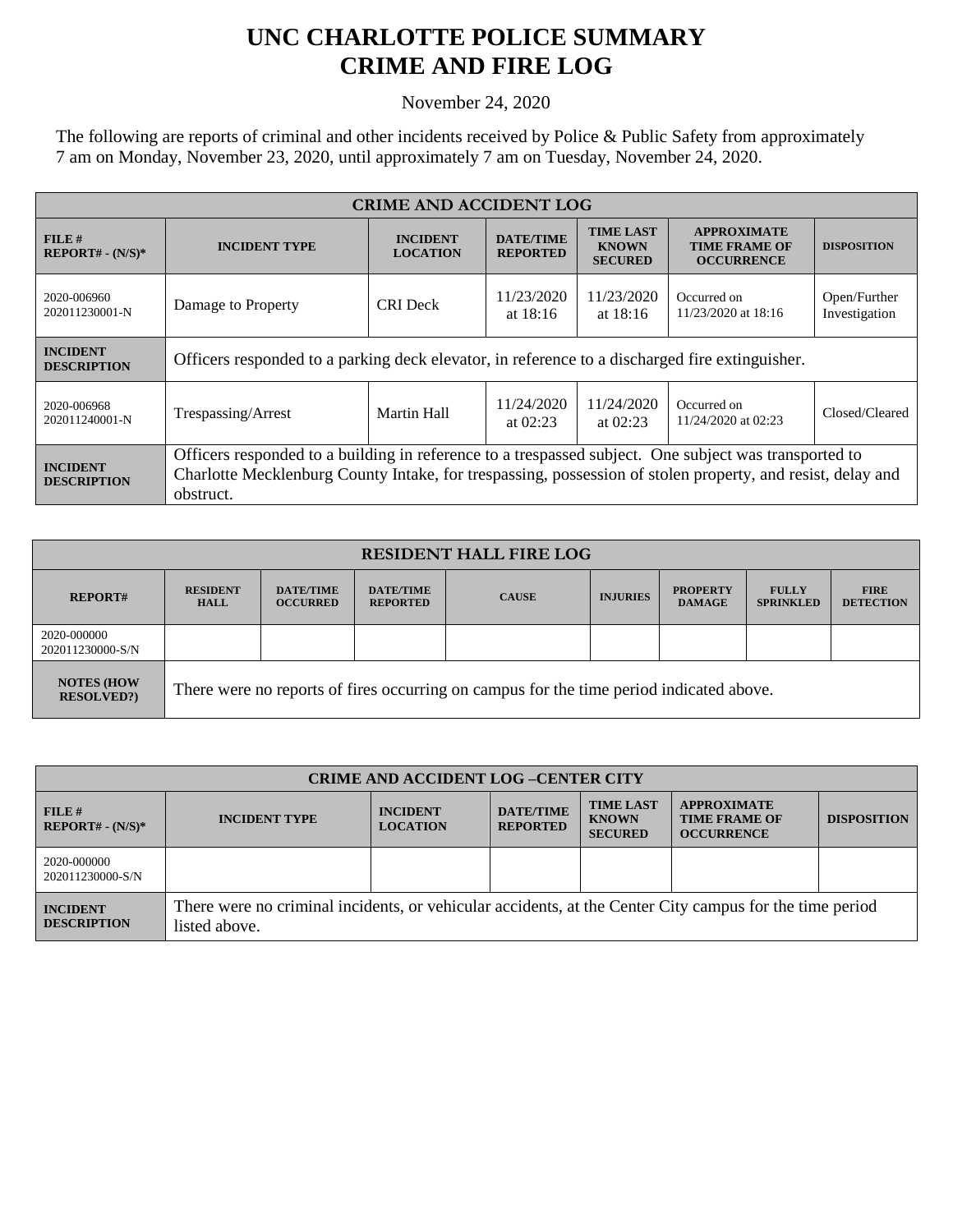# UNC CHARLOTTE POLICE SUMMARY
# CRIME AND FIRE LOG

November 24, 2020

The following are reports of criminal and other incidents received by Police & Public Safety from approximately 7 am on Monday, November 23, 2020, until approximately 7 am on Tuesday, November 24, 2020.

| CRIME AND ACCIDENT LOG | | | | | | |
|---|---|---|---|---|---|---|
| **FILE # REPORT# - (N/S)*** | **INCIDENT TYPE** | **INCIDENT LOCATION** | **DATE/TIME REPORTED** | **TIME LAST KNOWN SECURED** | **APPROXIMATE TIME FRAME OF OCCURRENCE** | **DISPOSITION** |
| 2020-006960 202011230001-N | Damage to Property | CRI Deck | 11/23/2020 at 18:16 | 11/23/2020 at 18:16 | Occurred on 11/23/2020 at 18:16 | Open/Further Investigation |
| **INCIDENT DESCRIPTION** | Officers responded to a parking deck elevator, in reference to a discharged fire extinguisher. | | | | | |
| 2020-006968 202011240001-N | Trespassing/Arrest | Martin Hall | 11/24/2020 at 02:23 | 11/24/2020 at 02:23 | Occurred on 11/24/2020 at 02:23 | Closed/Cleared |
| **INCIDENT DESCRIPTION** | Officers responded to a building in reference to a trespassed subject. One subject was transported to Charlotte Mecklenburg County Intake, for trespassing, possession of stolen property, and resist, delay and obstruct. | | | | | |

| RESIDENT HALL FIRE LOG | | | | | | | | |
|---|---|---|---|---|---|---|---|---|
| **REPORT#** | **RESIDENT HALL** | **DATE/TIME OCCURRED** | **DATE/TIME REPORTED** | **CAUSE** | **INJURIES** | **PROPERTY DAMAGE** | **FULLY SPRINKLED** | **FIRE DETECTION** |
| 2020-000000 202011230000-S/N | | | | | | | | |
| **NOTES (HOW RESOLVED?)** | There were no reports of fires occurring on campus for the time period indicated above. | | | | | | | |

| CRIME AND ACCIDENT LOG –CENTER CITY | | | | | | |
|---|---|---|---|---|---|---|
| **FILE # REPORT# - (N/S)*** | **INCIDENT TYPE** | **INCIDENT LOCATION** | **DATE/TIME REPORTED** | **TIME LAST KNOWN SECURED** | **APPROXIMATE TIME FRAME OF OCCURRENCE** | **DISPOSITION** |
| 2020-000000 202011230000-S/N | | | | | | |
| **INCIDENT DESCRIPTION** | There were no criminal incidents, or vehicular accidents, at the Center City campus for the time period listed above. | | | | | |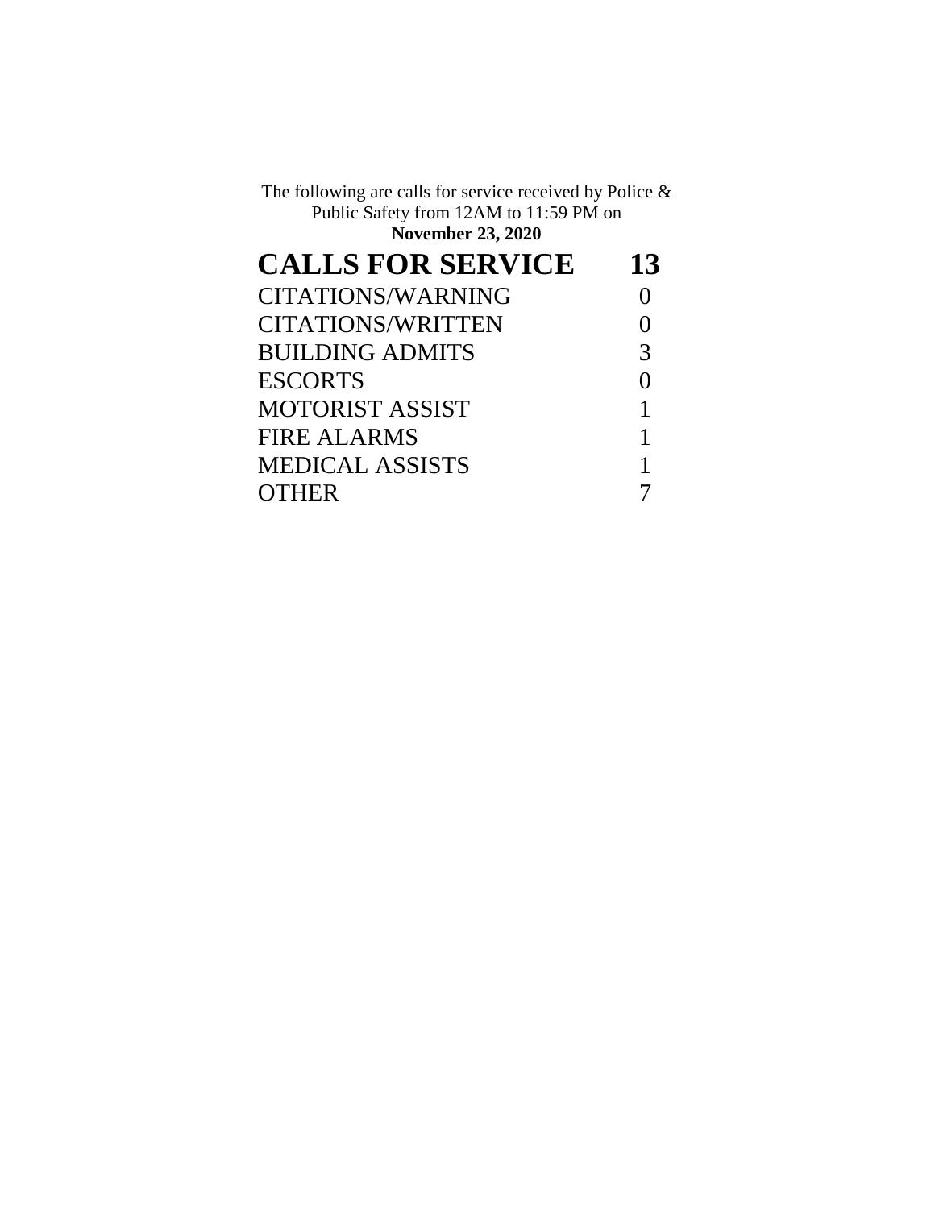The following are calls for service received by Police & Public Safety from 12AM to 11:59 PM on

**November 23, 2020**

| | |
|---|---|
| **CALLS FOR SERVICE** | **13** |
| CITATIONS/WARNING | 0 |
| CITATIONS/WRITTEN | 0 |
| BUILDING ADMITS | 3 |
| ESCORTS | 0 |
| MOTORIST ASSIST | 1 |
| FIRE ALARMS | 1 |
| MEDICAL ASSISTS | 1 |
| OTHER | 7 |